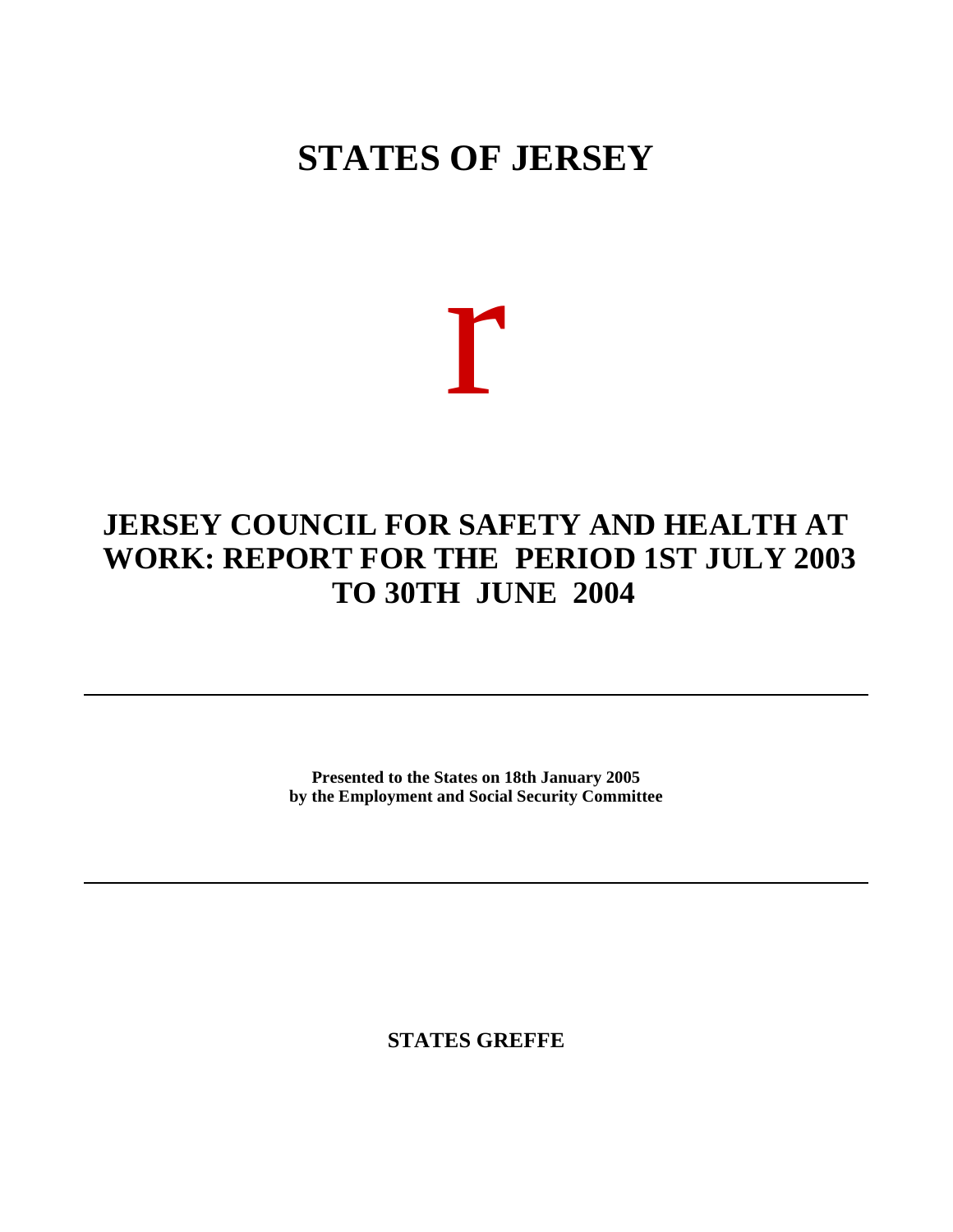# STATES OF JERSEY

r

# JERSEY COUNCIL FOR SAFETY AND HEALTH AT WORK: REPORT FOR THE PERIOD 1ST JULY 2003 TO 30TH JUNE 2004

---

**Presented to the States on 18th January 2005**
**by the Employment and Social Security Committee**

---

**STATES GREFFE**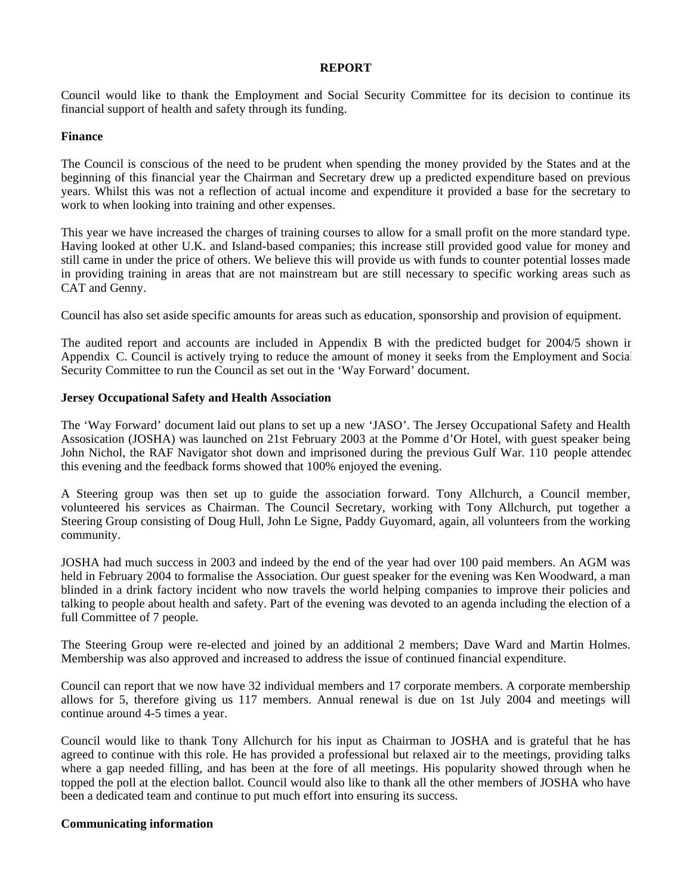**REPORT**

Council would like to thank the Employment and Social Security Committee for its decision to continue its financial support of health and safety through its funding.

**Finance**

The Council is conscious of the need to be prudent when spending the money provided by the States and at the beginning of this financial year the Chairman and Secretary drew up a predicted expenditure based on previous years. Whilst this was not a reflection of actual income and expenditure it provided a base for the secretary to work to when looking into training and other expenses.

This year we have increased the charges of training courses to allow for a small profit on the more standard type. Having looked at other U.K. and Island-based companies; this increase still provided good value for money and still came in under the price of others. We believe this will provide us with funds to counter potential losses made in providing training in areas that are not mainstream but are still necessary to specific working areas such as CAT and Genny.

Council has also set aside specific amounts for areas such as education, sponsorship and provision of equipment.

The audited report and accounts are included in Appendix B with the predicted budget for 2004/5 shown in Appendix C. Council is actively trying to reduce the amount of money it seeks from the Employment and Social Security Committee to run the Council as set out in the 'Way Forward' document.

**Jersey Occupational Safety and Health Association**

The 'Way Forward' document laid out plans to set up a new 'JASO'. The Jersey Occupational Safety and Health Assosication (JOSHA) was launched on 21st February 2003 at the Pomme d'Or Hotel, with guest speaker being John Nichol, the RAF Navigator shot down and imprisoned during the previous Gulf War. 110 people attended this evening and the feedback forms showed that 100% enjoyed the evening.

A Steering group was then set up to guide the association forward. Tony Allchurch, a Council member, volunteered his services as Chairman. The Council Secretary, working with Tony Allchurch, put together a Steering Group consisting of Doug Hull, John Le Signe, Paddy Guyomard, again, all volunteers from the working community.

JOSHA had much success in 2003 and indeed by the end of the year had over 100 paid members. An AGM was held in February 2004 to formalise the Association. Our guest speaker for the evening was Ken Woodward, a man blinded in a drink factory incident who now travels the world helping companies to improve their policies and talking to people about health and safety. Part of the evening was devoted to an agenda including the election of a full Committee of 7 people.

The Steering Group were re-elected and joined by an additional 2 members; Dave Ward and Martin Holmes. Membership was also approved and increased to address the issue of continued financial expenditure.

Council can report that we now have 32 individual members and 17 corporate members. A corporate membership allows for 5, therefore giving us 117 members. Annual renewal is due on 1st July 2004 and meetings will continue around 4-5 times a year.

Council would like to thank Tony Allchurch for his input as Chairman to JOSHA and is grateful that he has agreed to continue with this role. He has provided a professional but relaxed air to the meetings, providing talks where a gap needed filling, and has been at the fore of all meetings. His popularity showed through when he topped the poll at the election ballot. Council would also like to thank all the other members of JOSHA who have been a dedicated team and continue to put much effort into ensuring its success.

**Communicating information**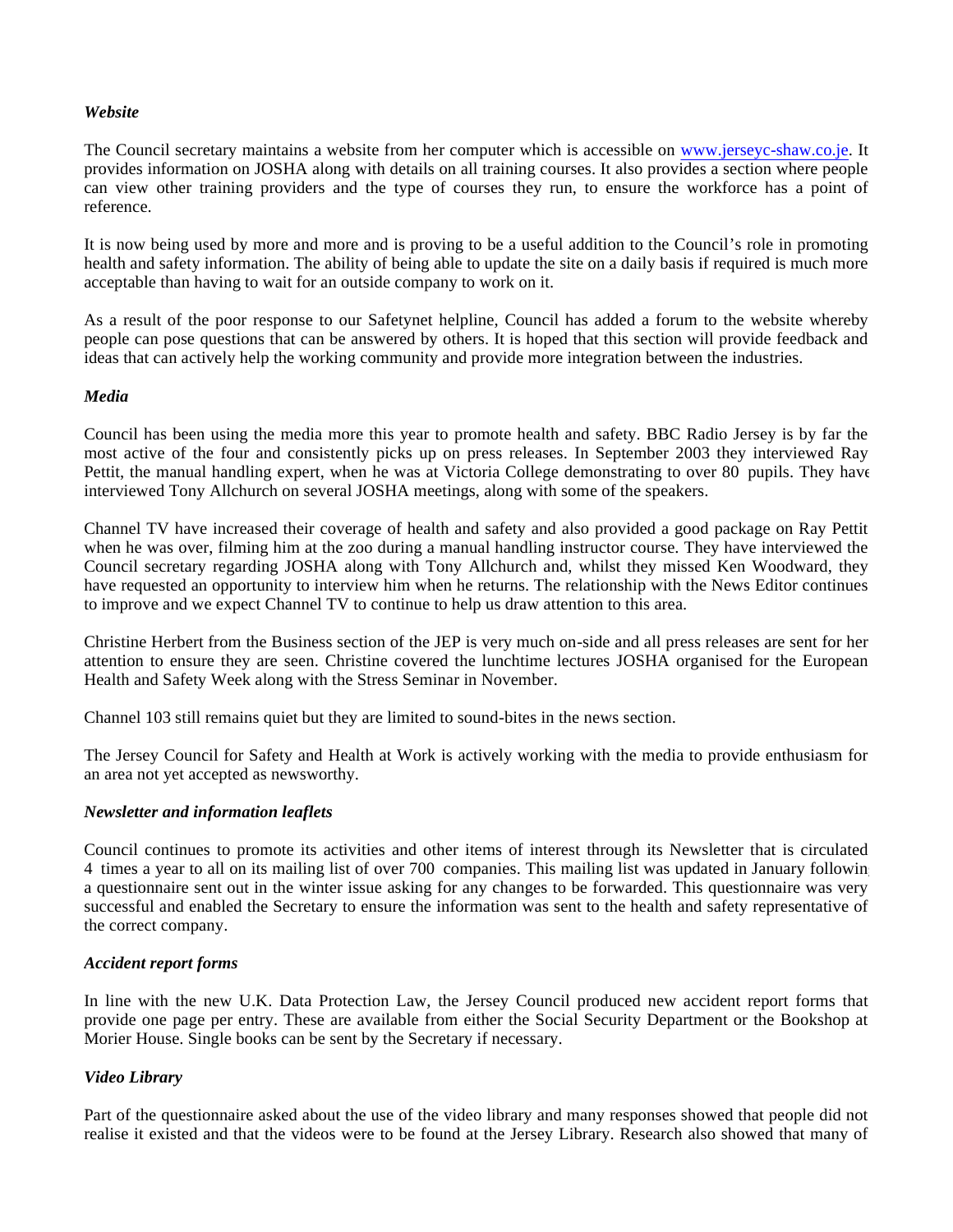### *Website*

The Council secretary maintains a website from her computer which is accessible on www.jerseyc-shaw.co.je. It provides information on JOSHA along with details on all training courses. It also provides a section where people can view other training providers and the type of courses they run, to ensure the workforce has a point of reference.

It is now being used by more and more and is proving to be a useful addition to the Council's role in promoting health and safety information. The ability of being able to update the site on a daily basis if required is much more acceptable than having to wait for an outside company to work on it.

As a result of the poor response to our Safetynet helpline, Council has added a forum to the website whereby people can pose questions that can be answered by others. It is hoped that this section will provide feedback and ideas that can actively help the working community and provide more integration between the industries.

### *Media*

Council has been using the media more this year to promote health and safety. BBC Radio Jersey is by far the most active of the four and consistently picks up on press releases. In September 2003 they interviewed Ray Pettit, the manual handling expert, when he was at Victoria College demonstrating to over 80 pupils. They have interviewed Tony Allchurch on several JOSHA meetings, along with some of the speakers.

Channel TV have increased their coverage of health and safety and also provided a good package on Ray Pettit when he was over, filming him at the zoo during a manual handling instructor course. They have interviewed the Council secretary regarding JOSHA along with Tony Allchurch and, whilst they missed Ken Woodward, they have requested an opportunity to interview him when he returns. The relationship with the News Editor continues to improve and we expect Channel TV to continue to help us draw attention to this area.

Christine Herbert from the Business section of the JEP is very much on-side and all press releases are sent for her attention to ensure they are seen. Christine covered the lunchtime lectures JOSHA organised for the European Health and Safety Week along with the Stress Seminar in November.

Channel 103 still remains quiet but they are limited to sound-bites in the news section.

The Jersey Council for Safety and Health at Work is actively working with the media to provide enthusiasm for an area not yet accepted as newsworthy.

### *Newsletter and information leaflets*

Council continues to promote its activities and other items of interest through its Newsletter that is circulated 4 times a year to all on its mailing list of over 700 companies. This mailing list was updated in January following a questionnaire sent out in the winter issue asking for any changes to be forwarded. This questionnaire was very successful and enabled the Secretary to ensure the information was sent to the health and safety representative of the correct company.

### *Accident report forms*

In line with the new U.K. Data Protection Law, the Jersey Council produced new accident report forms that provide one page per entry. These are available from either the Social Security Department or the Bookshop at Morier House. Single books can be sent by the Secretary if necessary.

### *Video Library*

Part of the questionnaire asked about the use of the video library and many responses showed that people did not realise it existed and that the videos were to be found at the Jersey Library. Research also showed that many of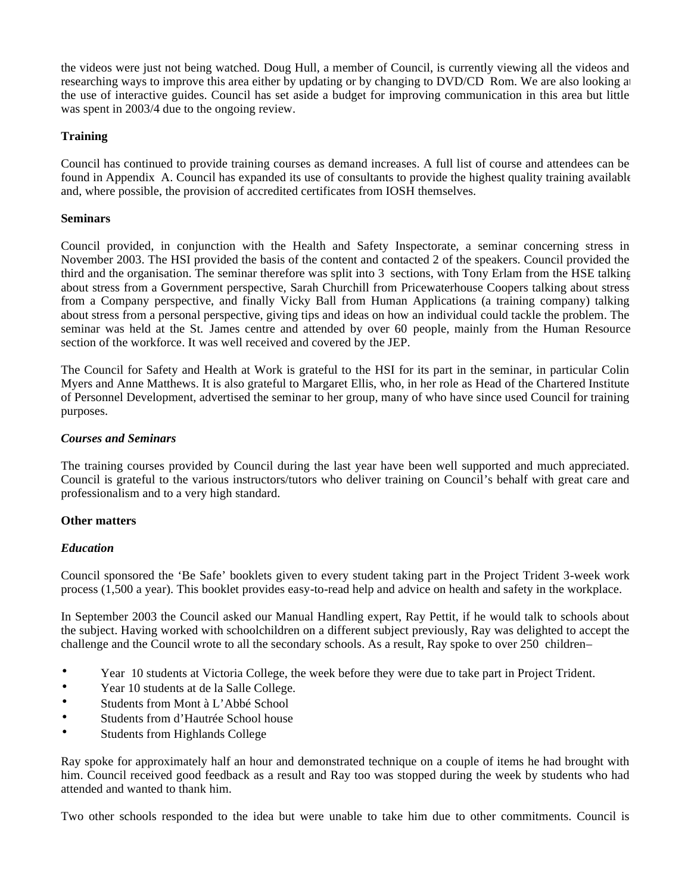the videos were just not being watched. Doug Hull, a member of Council, is currently viewing all the videos and researching ways to improve this area either by updating or by changing to DVD/CD Rom. We are also looking at the use of interactive guides. Council has set aside a budget for improving communication in this area but little was spent in 2003/4 due to the ongoing review.

**Training**

Council has continued to provide training courses as demand increases. A full list of course and attendees can be found in Appendix A. Council has expanded its use of consultants to provide the highest quality training available and, where possible, the provision of accredited certificates from IOSH themselves.

**Seminars**

Council provided, in conjunction with the Health and Safety Inspectorate, a seminar concerning stress in November 2003. The HSI provided the basis of the content and contacted 2 of the speakers. Council provided the third and the organisation. The seminar therefore was split into 3 sections, with Tony Erlam from the HSE talking about stress from a Government perspective, Sarah Churchill from Pricewaterhouse Coopers talking about stress from a Company perspective, and finally Vicky Ball from Human Applications (a training company) talking about stress from a personal perspective, giving tips and ideas on how an individual could tackle the problem. The seminar was held at the St. James centre and attended by over 60 people, mainly from the Human Resource section of the workforce. It was well received and covered by the JEP.

The Council for Safety and Health at Work is grateful to the HSI for its part in the seminar, in particular Colin Myers and Anne Matthews. It is also grateful to Margaret Ellis, who, in her role as Head of the Chartered Institute of Personnel Development, advertised the seminar to her group, many of who have since used Council for training purposes.

***Courses and Seminars***

The training courses provided by Council during the last year have been well supported and much appreciated. Council is grateful to the various instructors/tutors who deliver training on Council's behalf with great care and professionalism and to a very high standard.

**Other matters**

***Education***

Council sponsored the 'Be Safe' booklets given to every student taking part in the Project Trident 3-week work process (1,500 a year). This booklet provides easy-to-read help and advice on health and safety in the workplace.

In September 2003 the Council asked our Manual Handling expert, Ray Pettit, if he would talk to schools about the subject. Having worked with schoolchildren on a different subject previously, Ray was delighted to accept the challenge and the Council wrote to all the secondary schools. As a result, Ray spoke to over 250 children–

- Year 10 students at Victoria College, the week before they were due to take part in Project Trident.
- Year 10 students at de la Salle College.
- Students from Mont à L'Abbé School
- Students from d'Hautrée School house
- Students from Highlands College

Ray spoke for approximately half an hour and demonstrated technique on a couple of items he had brought with him. Council received good feedback as a result and Ray too was stopped during the week by students who had attended and wanted to thank him.

Two other schools responded to the idea but were unable to take him due to other commitments. Council is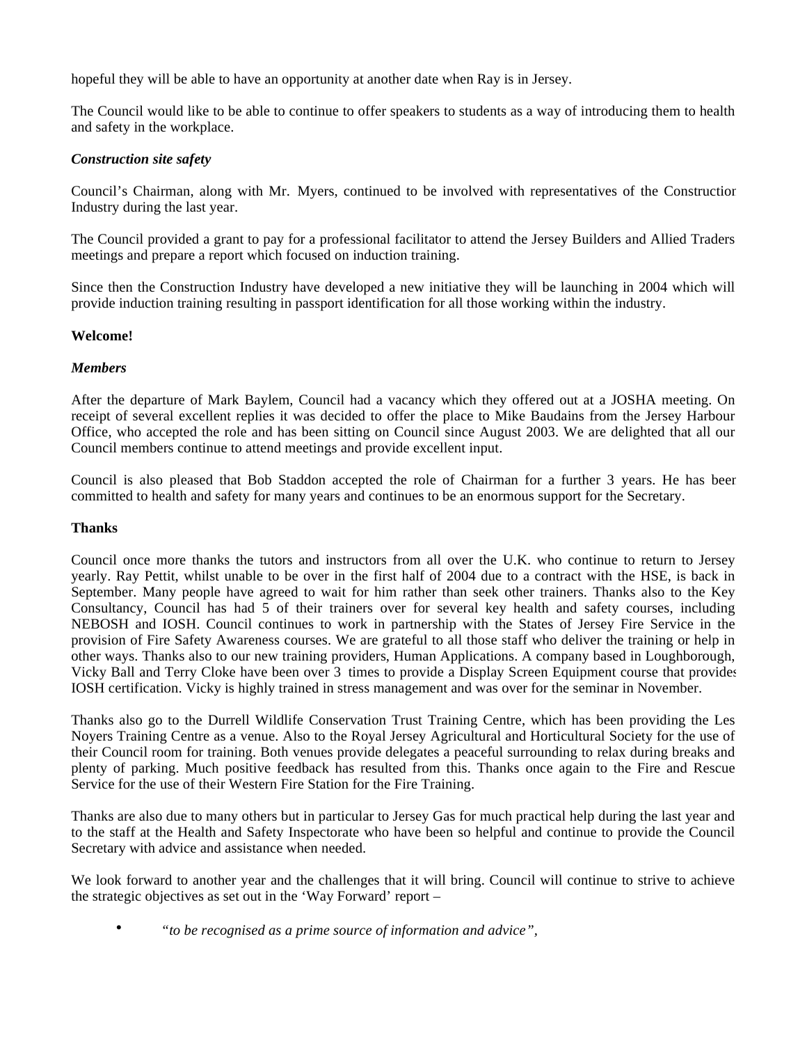hopeful they will be able to have an opportunity at another date when Ray is in Jersey.

The Council would like to be able to continue to offer speakers to students as a way of introducing them to health and safety in the workplace.

***Construction site safety***

Council's Chairman, along with Mr. Myers, continued to be involved with representatives of the Construction Industry during the last year.

The Council provided a grant to pay for a professional facilitator to attend the Jersey Builders and Allied Traders meetings and prepare a report which focused on induction training.

Since then the Construction Industry have developed a new initiative they will be launching in 2004 which will provide induction training resulting in passport identification for all those working within the industry.

**Welcome!**

***Members***

After the departure of Mark Baylem, Council had a vacancy which they offered out at a JOSHA meeting. On receipt of several excellent replies it was decided to offer the place to Mike Baudains from the Jersey Harbour Office, who accepted the role and has been sitting on Council since August 2003. We are delighted that all our Council members continue to attend meetings and provide excellent input.

Council is also pleased that Bob Staddon accepted the role of Chairman for a further 3 years. He has been committed to health and safety for many years and continues to be an enormous support for the Secretary.

**Thanks**

Council once more thanks the tutors and instructors from all over the U.K. who continue to return to Jersey yearly. Ray Pettit, whilst unable to be over in the first half of 2004 due to a contract with the HSE, is back in September. Many people have agreed to wait for him rather than seek other trainers. Thanks also to the Key Consultancy, Council has had 5 of their trainers over for several key health and safety courses, including NEBOSH and IOSH. Council continues to work in partnership with the States of Jersey Fire Service in the provision of Fire Safety Awareness courses. We are grateful to all those staff who deliver the training or help in other ways. Thanks also to our new training providers, Human Applications. A company based in Loughborough, Vicky Ball and Terry Cloke have been over 3 times to provide a Display Screen Equipment course that provides IOSH certification. Vicky is highly trained in stress management and was over for the seminar in November.

Thanks also go to the Durrell Wildlife Conservation Trust Training Centre, which has been providing the Les Noyers Training Centre as a venue. Also to the Royal Jersey Agricultural and Horticultural Society for the use of their Council room for training. Both venues provide delegates a peaceful surrounding to relax during breaks and plenty of parking. Much positive feedback has resulted from this. Thanks once again to the Fire and Rescue Service for the use of their Western Fire Station for the Fire Training.

Thanks are also due to many others but in particular to Jersey Gas for much practical help during the last year and to the staff at the Health and Safety Inspectorate who have been so helpful and continue to provide the Council Secretary with advice and assistance when needed.

We look forward to another year and the challenges that it will bring. Council will continue to strive to achieve the strategic objectives as set out in the 'Way Forward' report –

- *"to be recognised as a prime source of information and advice",*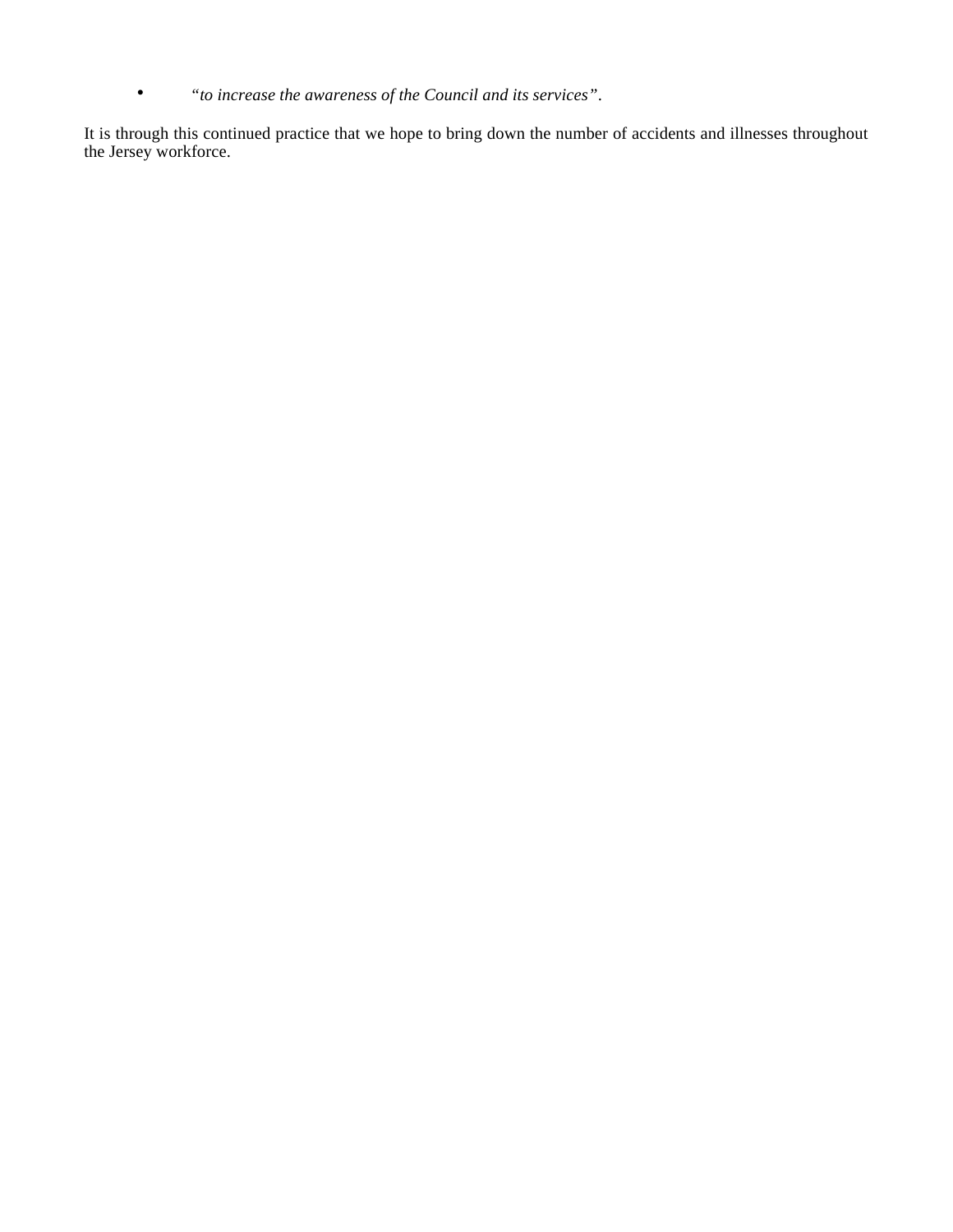- *"to increase the awareness of the Council and its services"*.

It is through this continued practice that we hope to bring down the number of accidents and illnesses throughout the Jersey workforce.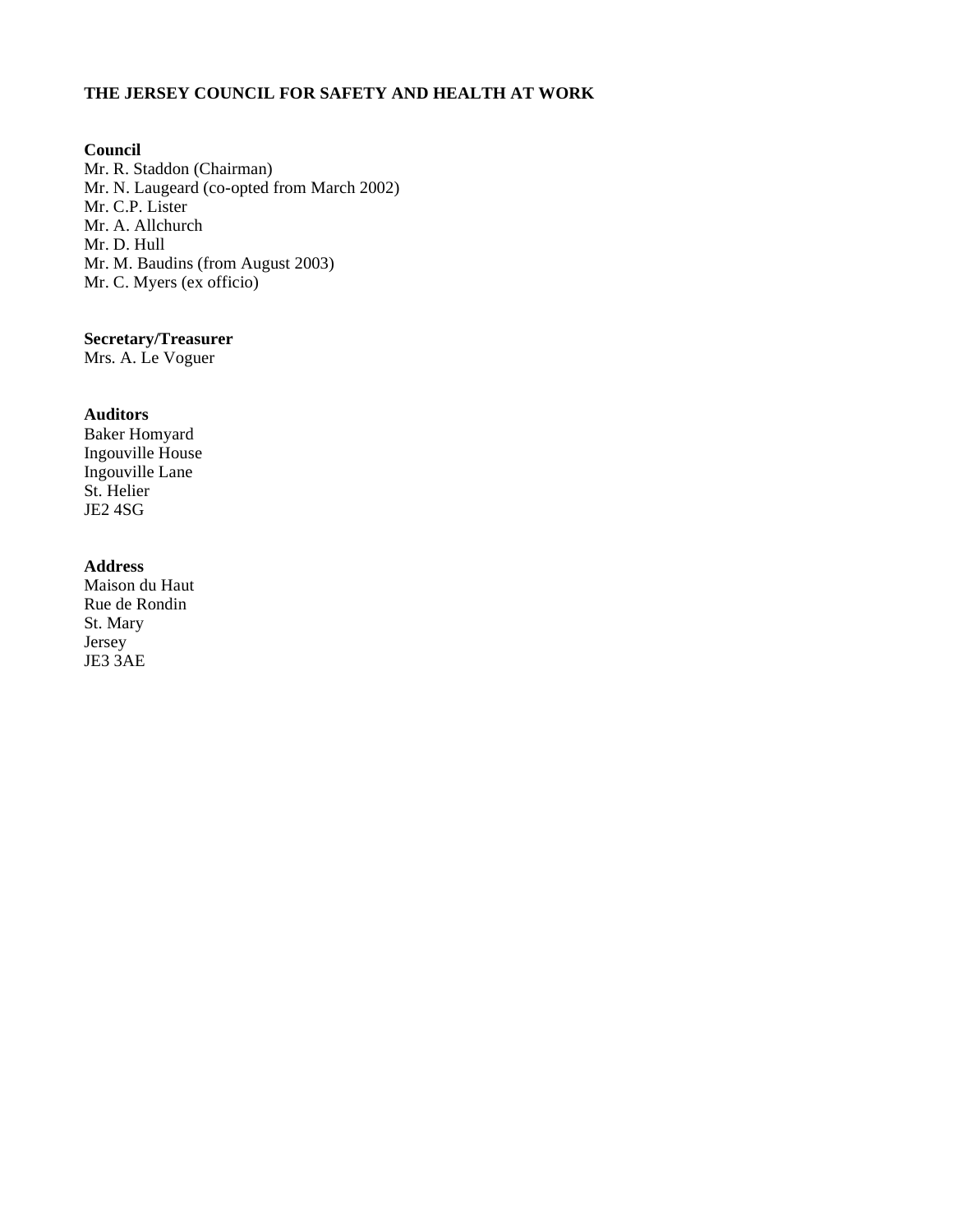**THE JERSEY COUNCIL FOR SAFETY AND HEALTH AT WORK**

**Council**

Mr. R. Staddon (Chairman)
Mr. N. Laugeard (co-opted from March 2002)
Mr. C.P. Lister
Mr. A. Allchurch
Mr. D. Hull
Mr. M. Baudins (from August 2003)
Mr. C. Myers (ex officio)

**Secretary/Treasurer**

Mrs. A. Le Voguer

**Auditors**

Baker Homyard
Ingouville House
Ingouville Lane
St. Helier
JE2 4SG

**Address**

Maison du Haut
Rue de Rondin
St. Mary
Jersey
JE3 3AE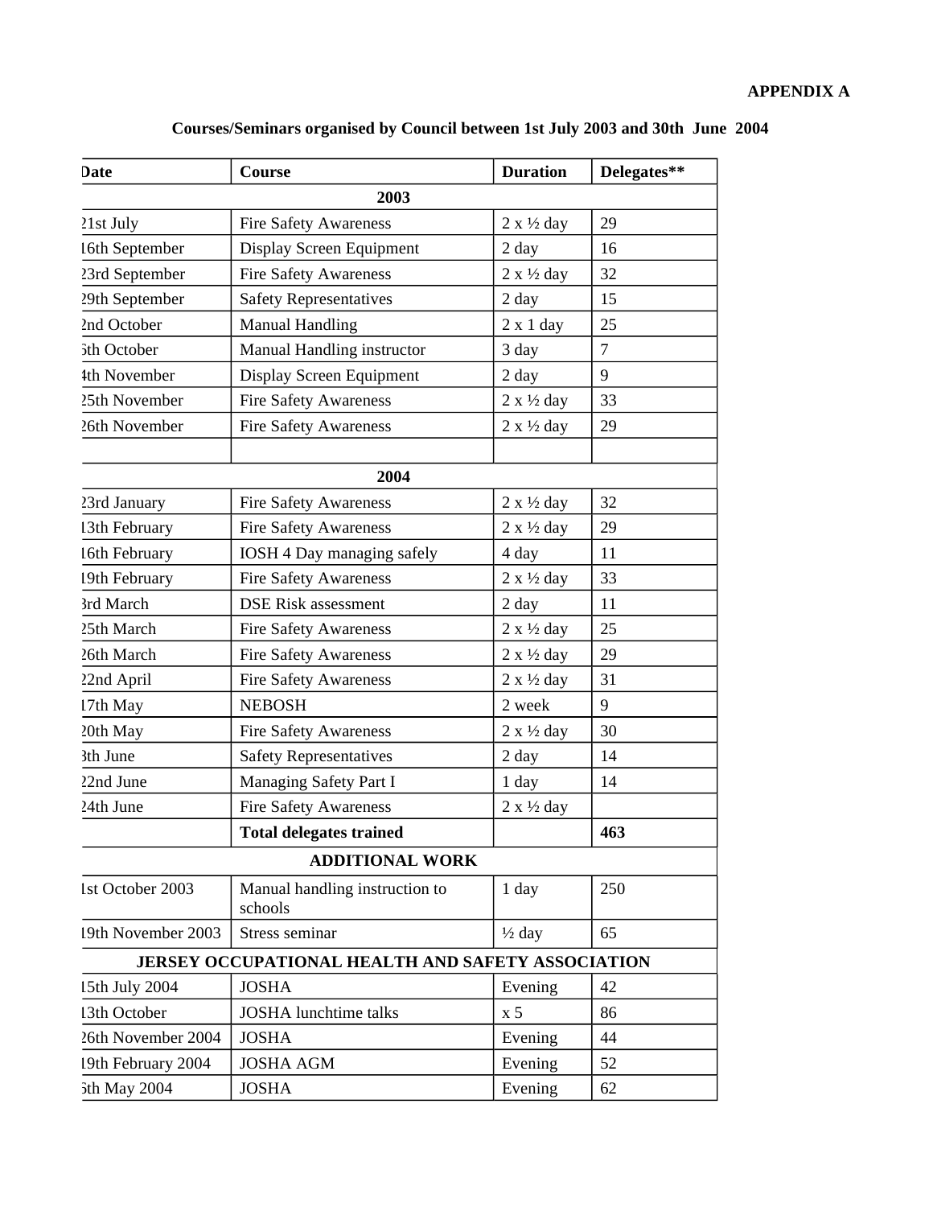**APPENDIX A**

**Courses/Seminars organised by Council between 1st July 2003 and 30th June 2004**

| Date | Course | Duration | Delegates** |
|---|---|---|---|
| | **2003** | | |
| 21st July | Fire Safety Awareness | 2 x ½ day | 29 |
| 16th September | Display Screen Equipment | 2 day | 16 |
| 23rd September | Fire Safety Awareness | 2 x ½ day | 32 |
| 29th September | Safety Representatives | 2 day | 15 |
| 2nd October | Manual Handling | 2 x 1 day | 25 |
| 6th October | Manual Handling instructor | 3 day | 7 |
| 4th November | Display Screen Equipment | 2 day | 9 |
| 25th November | Fire Safety Awareness | 2 x ½ day | 33 |
| 26th November | Fire Safety Awareness | 2 x ½ day | 29 |
| | | | |
| | **2004** | | |
| 23rd January | Fire Safety Awareness | 2 x ½ day | 32 |
| 13th February | Fire Safety Awareness | 2 x ½ day | 29 |
| 16th February | IOSH 4 Day managing safely | 4 day | 11 |
| 19th February | Fire Safety Awareness | 2 x ½ day | 33 |
| 3rd March | DSE Risk assessment | 2 day | 11 |
| 25th March | Fire Safety Awareness | 2 x ½ day | 25 |
| 26th March | Fire Safety Awareness | 2 x ½ day | 29 |
| 22nd April | Fire Safety Awareness | 2 x ½ day | 31 |
| 17th May | NEBOSH | 2 week | 9 |
| 20th May | Fire Safety Awareness | 2 x ½ day | 30 |
| 8th June | Safety Representatives | 2 day | 14 |
| 22nd June | Managing Safety Part I | 1 day | 14 |
| 24th June | Fire Safety Awareness | 2 x ½ day | |
| | **Total delegates trained** | | **463** |
| | **ADDITIONAL WORK** | | |
| 1st October 2003 | Manual handling instruction to schools | 1 day | 250 |
| 19th November 2003 | Stress seminar | ½ day | 65 |
| | **JERSEY OCCUPATIONAL HEALTH AND SAFETY ASSOCIATION** | | |
| 15th July 2004 | JOSHA | Evening | 42 |
| 13th October | JOSHA lunchtime talks | x 5 | 86 |
| 26th November 2004 | JOSHA | Evening | 44 |
| 19th February 2004 | JOSHA AGM | Evening | 52 |
| 6th May 2004 | JOSHA | Evening | 62 |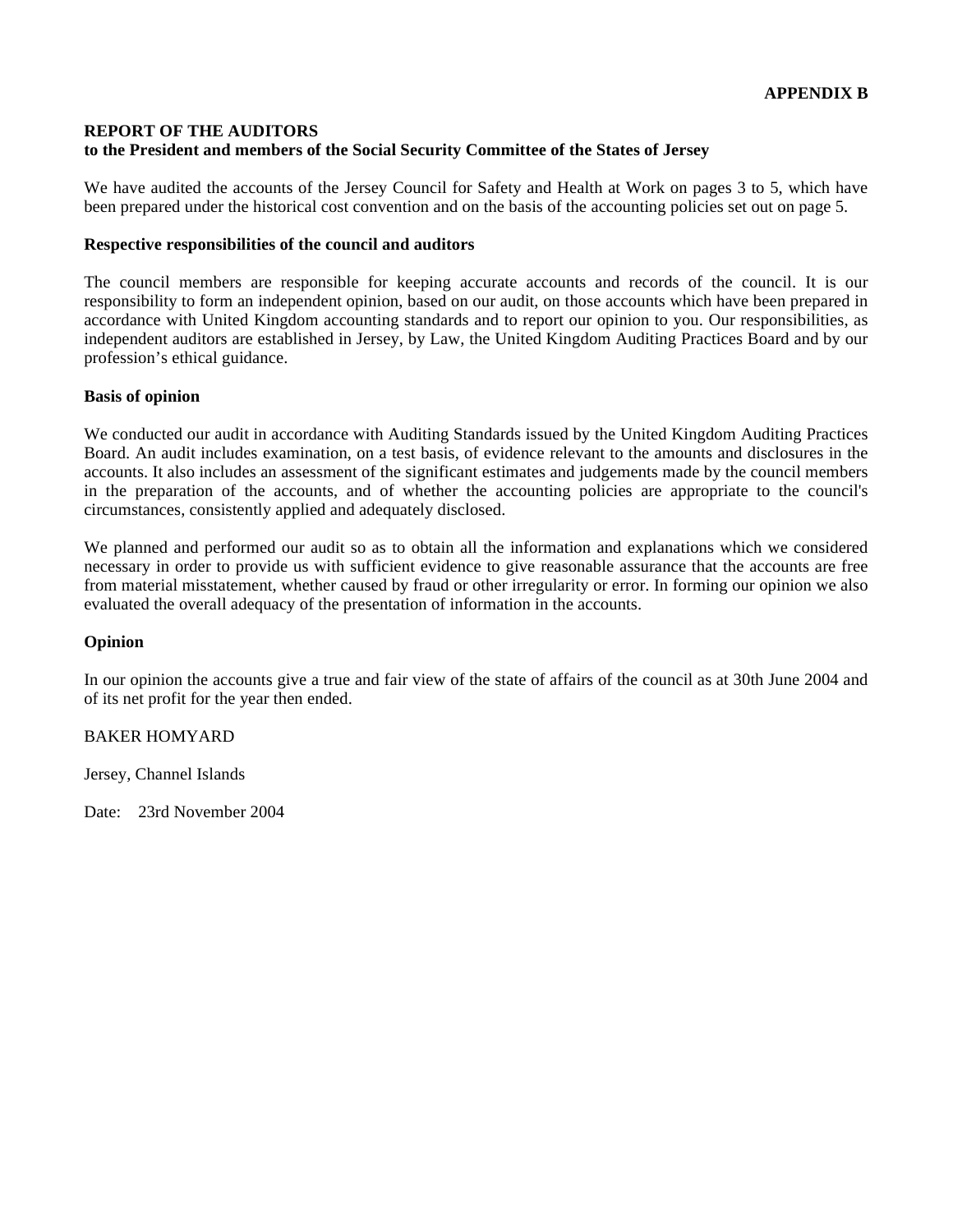**APPENDIX B**

## REPORT OF THE AUDITORS
**to the President and members of the Social Security Committee of the States of Jersey**

We have audited the accounts of the Jersey Council for Safety and Health at Work on pages 3 to 5, which have been prepared under the historical cost convention and on the basis of the accounting policies set out on page 5.

### Respective responsibilities of the council and auditors

The council members are responsible for keeping accurate accounts and records of the council. It is our responsibility to form an independent opinion, based on our audit, on those accounts which have been prepared in accordance with United Kingdom accounting standards and to report our opinion to you. Our responsibilities, as independent auditors are established in Jersey, by Law, the United Kingdom Auditing Practices Board and by our profession's ethical guidance.

### Basis of opinion

We conducted our audit in accordance with Auditing Standards issued by the United Kingdom Auditing Practices Board. An audit includes examination, on a test basis, of evidence relevant to the amounts and disclosures in the accounts. It also includes an assessment of the significant estimates and judgements made by the council members in the preparation of the accounts, and of whether the accounting policies are appropriate to the council's circumstances, consistently applied and adequately disclosed.

We planned and performed our audit so as to obtain all the information and explanations which we considered necessary in order to provide us with sufficient evidence to give reasonable assurance that the accounts are free from material misstatement, whether caused by fraud or other irregularity or error. In forming our opinion we also evaluated the overall adequacy of the presentation of information in the accounts.

### Opinion

In our opinion the accounts give a true and fair view of the state of affairs of the council as at 30th June 2004 and of its net profit for the year then ended.

BAKER HOMYARD

Jersey, Channel Islands

Date: 23rd November 2004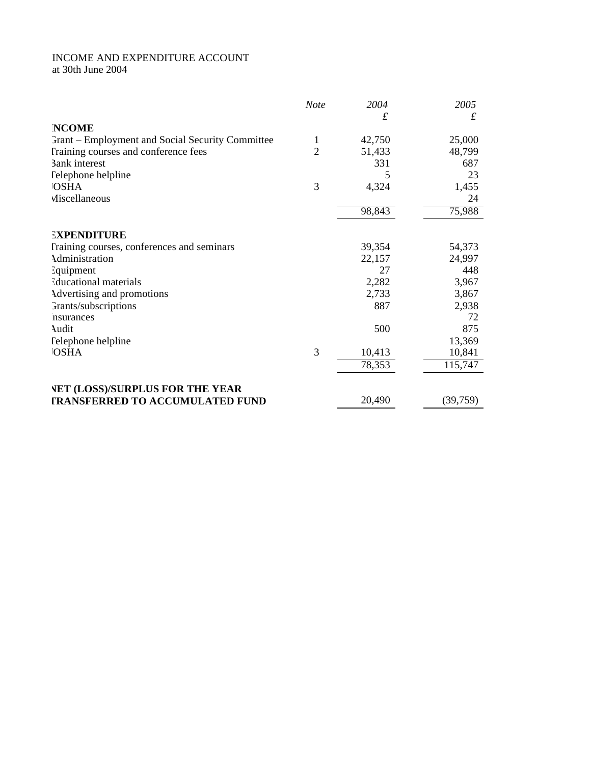INCOME AND EXPENDITURE ACCOUNT
at 30th June 2004

| | *Note* | *2004* £ | *2005* £ |
|---|---|---|---|
| **INCOME** | | | |
| Grant – Employment and Social Security Committee | 1 | 42,750 | 25,000 |
| Training courses and conference fees | 2 | 51,433 | 48,799 |
| Bank interest | | 331 | 687 |
| Telephone helpline | | 5 | 23 |
| JOSHA | 3 | 4,324 | 1,455 |
| Miscellaneous | | | 24 |
| | | 98,843 | 75,988 |
| **EXPENDITURE** | | | |
| Training courses, conferences and seminars | | 39,354 | 54,373 |
| Administration | | 22,157 | 24,997 |
| Equipment | | 27 | 448 |
| Educational materials | | 2,282 | 3,967 |
| Advertising and promotions | | 2,733 | 3,867 |
| Grants/subscriptions | | 887 | 2,938 |
| Insurances | | | 72 |
| Audit | | 500 | 875 |
| Telephone helpline | | | 13,369 |
| JOSHA | 3 | 10,413 | 10,841 |
| | | 78,353 | 115,747 |
| **NET (LOSS)/SURPLUS FOR THE YEAR TRANSFERRED TO ACCUMULATED FUND** | | 20,490 | (39,759) |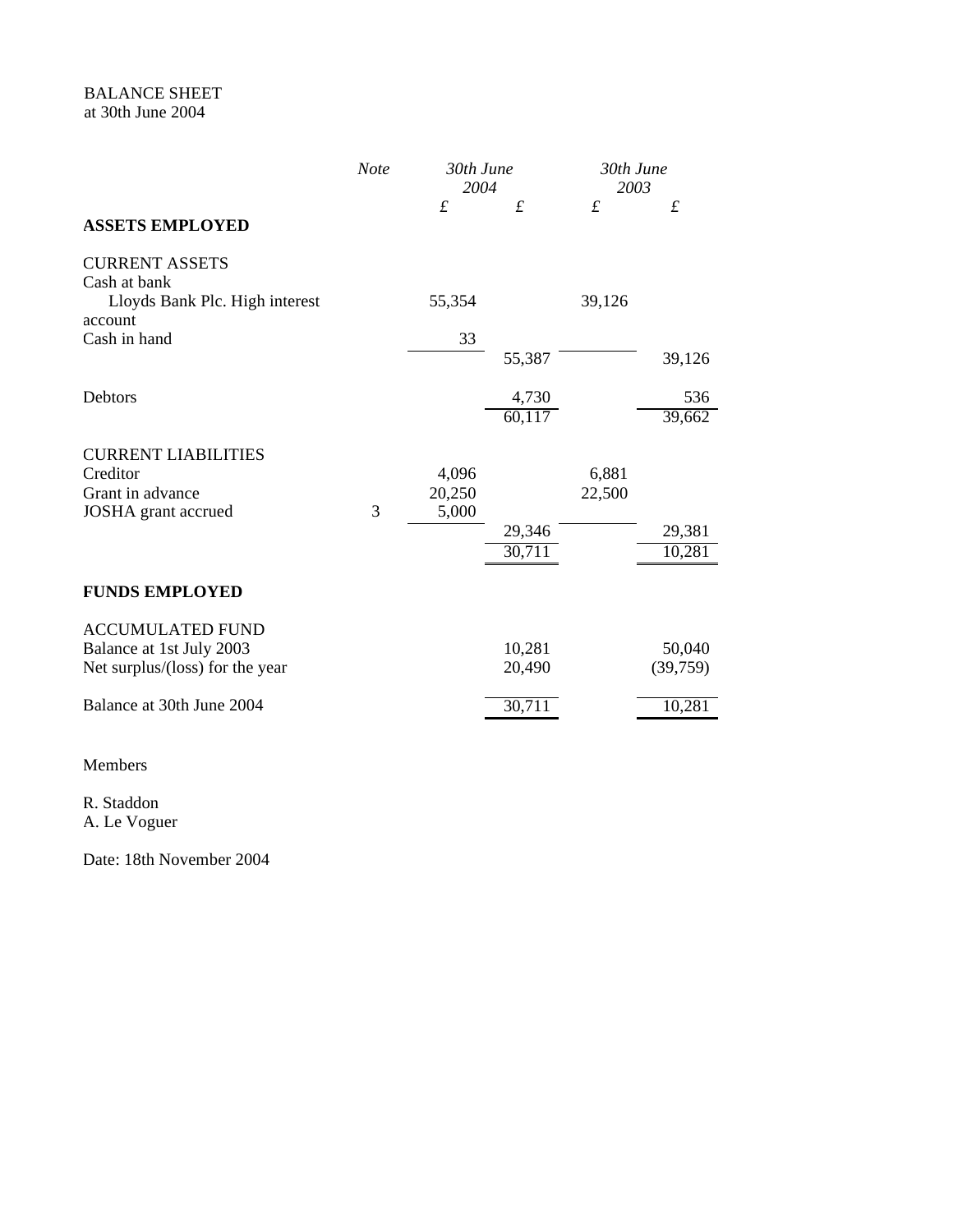BALANCE SHEET
at 30th June 2004

| | Note | 30th June 2004 | | 30th June 2003 | |
|---|---|---|---|---|---|
| | | £ | £ | £ | £ |
| **ASSETS EMPLOYED** | | | | | |
| CURRENT ASSETS | | | | | |
| Cash at bank | | | | | |
| Lloyds Bank Plc. High interest account | | 55,354 | | 39,126 | |
| Cash in hand | | 33 | | | |
| | | | 55,387 | | 39,126 |
| Debtors | | | 4,730 | | 536 |
| | | | 60,117 | | 39,662 |
| CURRENT LIABILITIES | | | | | |
| Creditor | | 4,096 | | 6,881 | |
| Grant in advance | | 20,250 | | 22,500 | |
| JOSHA grant accrued | 3 | 5,000 | | | |
| | | | 29,346 | | 29,381 |
| | | | 30,711 | | 10,281 |
| **FUNDS EMPLOYED** | | | | | |
| ACCUMULATED FUND | | | | | |
| Balance at 1st July 2003 | | | 10,281 | | 50,040 |
| Net surplus/(loss) for the year | | | 20,490 | | (39,759) |
| Balance at 30th June 2004 | | | 30,711 | | 10,281 |

Members

R. Staddon
A. Le Voguer

Date: 18th November 2004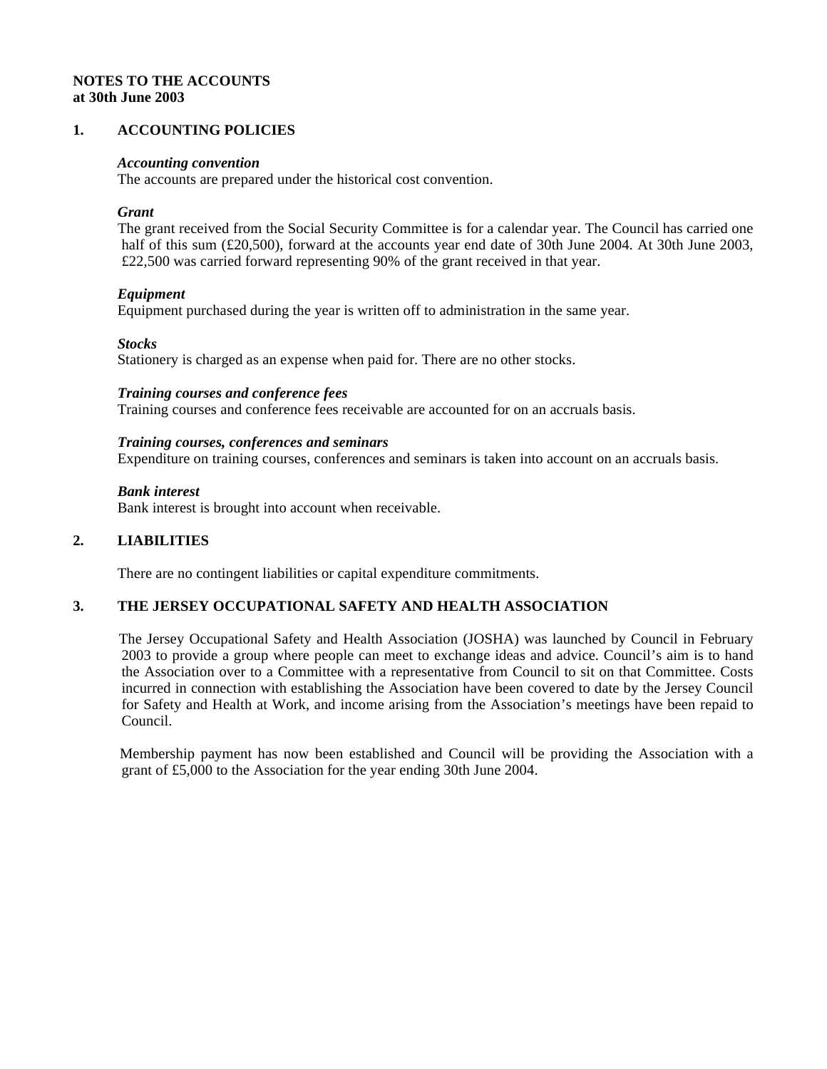**NOTES TO THE ACCOUNTS**
**at 30th June 2003**

## 1. ACCOUNTING POLICIES

***Accounting convention***
The accounts are prepared under the historical cost convention.

***Grant***
The grant received from the Social Security Committee is for a calendar year. The Council has carried one half of this sum (£20,500), forward at the accounts year end date of 30th June 2004. At 30th June 2003, £22,500 was carried forward representing 90% of the grant received in that year.

***Equipment***
Equipment purchased during the year is written off to administration in the same year.

***Stocks***
Stationery is charged as an expense when paid for. There are no other stocks.

***Training courses and conference fees***
Training courses and conference fees receivable are accounted for on an accruals basis.

***Training courses, conferences and seminars***
Expenditure on training courses, conferences and seminars is taken into account on an accruals basis.

***Bank interest***
Bank interest is brought into account when receivable.

## 2. LIABILITIES

There are no contingent liabilities or capital expenditure commitments.

## 3. THE JERSEY OCCUPATIONAL SAFETY AND HEALTH ASSOCIATION

The Jersey Occupational Safety and Health Association (JOSHA) was launched by Council in February 2003 to provide a group where people can meet to exchange ideas and advice. Council's aim is to hand the Association over to a Committee with a representative from Council to sit on that Committee. Costs incurred in connection with establishing the Association have been covered to date by the Jersey Council for Safety and Health at Work, and income arising from the Association's meetings have been repaid to Council.

Membership payment has now been established and Council will be providing the Association with a grant of £5,000 to the Association for the year ending 30th June 2004.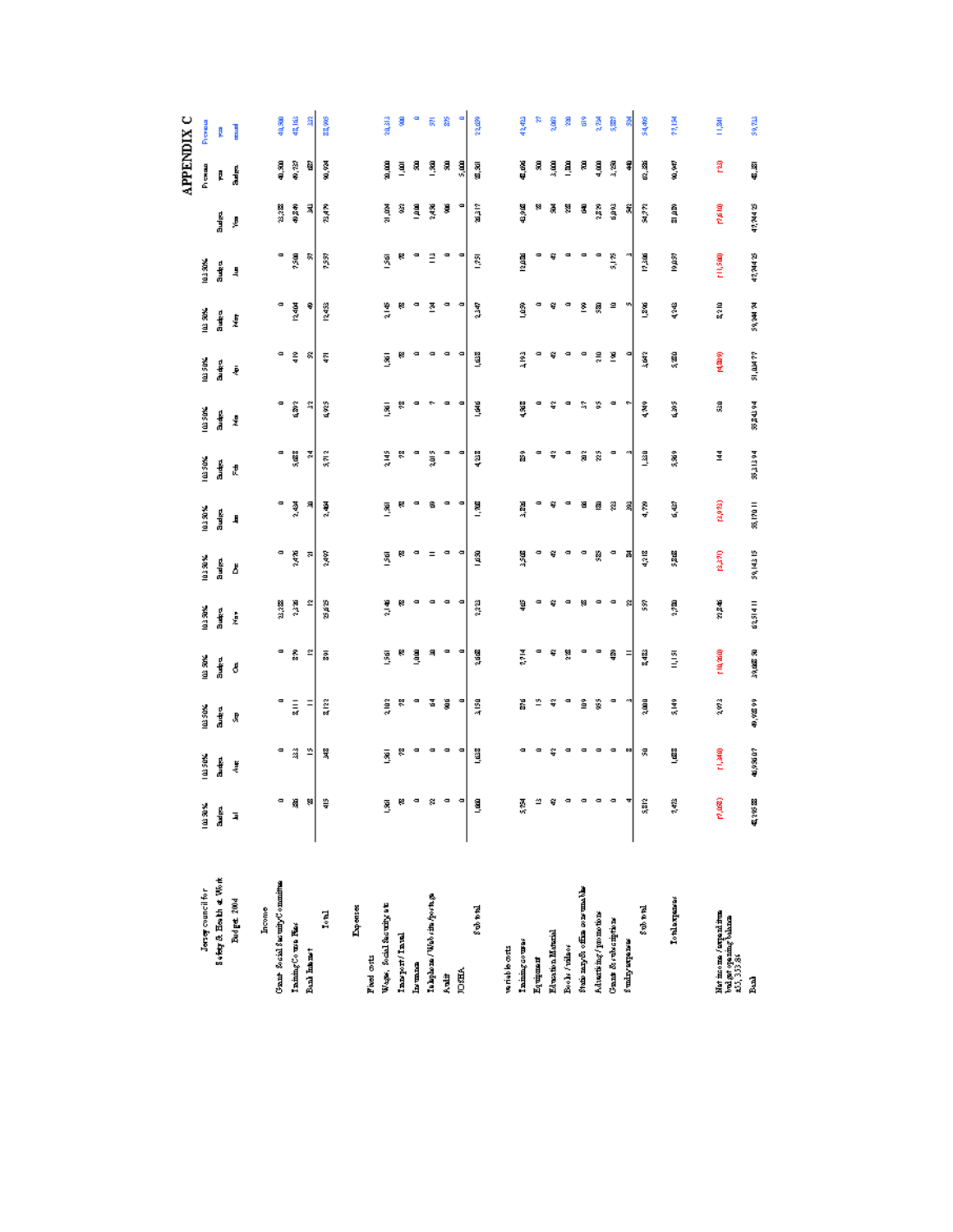# APPENDIX C

Jersey council for Safety & Health at Work

Budget 2004

| | 103.50% Budget Jul | 103.50% Budget Aug | 103.50% Budget Sep | 103.50% Budget Oct | 103.50% Budget Nov | 103.50% Budget Dec | 103.50% Budget Jan | 103.50% Budget Feb | 103.50% Budget Mar | 103.50% Budget Apr | 103.50% Budget May | 103.50% Budget Jun | Budget Year | Previous year Budget | Previous year actual |
|---|---|---|---|---|---|---|---|---|---|---|---|---|---|---|---|
| **Income** | | | | | | | | | | | | | | | |
| Grant Social Security Committee | 0 | 0 | 0 | 0 | 23,288 | 0 | 0 | 0 | 0 | 0 | 0 | 0 | 23,288 | 40,500 | 40,500 |
| Training/Course Fees | 386 | 333 | 8,111 | 879 | 2,326 | 2,476 | 2,434 | 5,688 | 6,892 | 419 | 12,404 | 7,500 | 49,849 | 49,737 | 48,163 |
| Bank Interest | 28 | 15 | 11 | 12 | 12 | 21 | 30 | 24 | 32 | 52 | 49 | 57 | 343 | 687 | 332 |
| Total | 415 | 348 | 8,122 | 891 | 25,625 | 2,497 | 2,464 | 5,712 | 6,925 | 471 | 12,453 | 7,557 | 73,479 | 90,924 | 88,995 |
| **Expenses** | | | | | | | | | | | | | | | |
| Fixed costs | | | | | | | | | | | | | | | |
| Wages, Social Security etc | 1,561 | 1,561 | 2,102 | 1,561 | 2,146 | 1,561 | 1,561 | 2,145 | 1,561 | 1,561 | 2,145 | 1,561 | 21,004 | 20,000 | 20,313 |
| Transport/Travel | 78 | 78 | 78 | 78 | 78 | 78 | 78 | 78 | 78 | 78 | 78 | 78 | 932 | 1,001 | 900 |
| Insurance | 0 | 0 | 0 | 1,000 | 0 | 0 | 0 | 0 | 0 | 0 | 0 | 0 | 1,000 | 500 | 0 |
| Telephone/Web site/postage | 22 | 0 | 54 | 30 | 0 | 11 | 69 | 2,015 | 7 | 0 | 134 | 113 | 2,456 | 1,500 | 371 |
| Audit | 0 | 0 | 906 | 0 | 0 | 0 | 0 | 0 | 0 | 0 | 0 | 0 | 906 | 500 | 875 |
| JOHSA | 0 | 0 | 0 | 0 | 0 | 0 | 0 | 0 | 0 | 0 | 0 | 0 | 0 | 5,000 | 0 |
| Sub total | 1,660 | 1,638 | 3,150 | 2,668 | 2,223 | 1,650 | 1,708 | 4,238 | 1,646 | 1,638 | 2,347 | 1,751 | 26,317 | 28,501 | 22,459 |
| variable costs | | | | | | | | | | | | | | | |
| Training courses | 5,754 | 0 | 876 | 2,714 | 405 | 3,508 | 3,826 | 89 | 4,568 | 3,193 | 1,059 | 12,026 | 43,068 | 48,096 | 43,423 |
| Equipment | 13 | 0 | 15 | 0 | 0 | 0 | 0 | 0 | 0 | 0 | 0 | 0 | 28 | 500 | 27 |
| Education Material | 42 | 42 | 42 | 42 | 42 | 42 | 42 | 42 | 42 | 42 | 42 | 42 | 504 | 3,000 | 3,082 |
| Books / videos | 0 | 0 | 0 | 238 | 0 | 0 | 0 | 0 | 0 | 0 | 0 | 0 | 238 | 1,500 | 230 |
| Stationery & office consumables | 0 | 0 | 109 | 0 | 38 | 0 | 86 | 282 | 37 | 0 | 199 | 0 | 640 | 700 | 619 |
| Advertising / promotions | 0 | 0 | 955 | 0 | 0 | 585 | 180 | 225 | 95 | 210 | 580 | 0 | 2,829 | 4,000 | 2,734 |
| Grants & subscriptions | 0 | 0 | 0 | 480 | 0 | 0 | 223 | 0 | 0 | 196 | 10 | 5,175 | 6,093 | 3,250 | 5,887 |
| Sundry expenses | 4 | 8 | 3 | 11 | 22 | 84 | 398 | 3 | 7 | 0 | 5 | 3 | 542 | 480 | 504 |
| Sub total | 5,812 | 50 | 2,000 | 8,483 | 507 | 4,218 | 4,729 | 1,330 | 4,749 | 3,642 | 1,896 | 17,306 | 54,772 | 62,336 | 54,495 |
| Total expenses | 7,473 | 1,688 | 5,149 | 11,151 | 2,730 | 5,868 | 6,437 | 5,569 | 6,395 | 5,280 | 4,243 | 19,057 | 81,089 | 90,947 | 77,154 |
| Net income / expenditure from budget opening balance £55,353.84 | (7,058) | (1,340) | 2,973 | (10,260) | 22,846 | (3,371) | (3,973) | 144 | 530 | (4,809) | 8,210 | (11,500) | (7,610) | (23) | 11,841 |
| Bank | 48,295.88 | 46,956.07 | 49,929.99 | 39,668.50 | 62,514.11 | 59,143.15 | 55,170.11 | 55,313.94 | 55,843.94 | 51,034.77 | 59,244.74 | 47,744.25 | 47,744.25 | 42,881 | 59,733 |